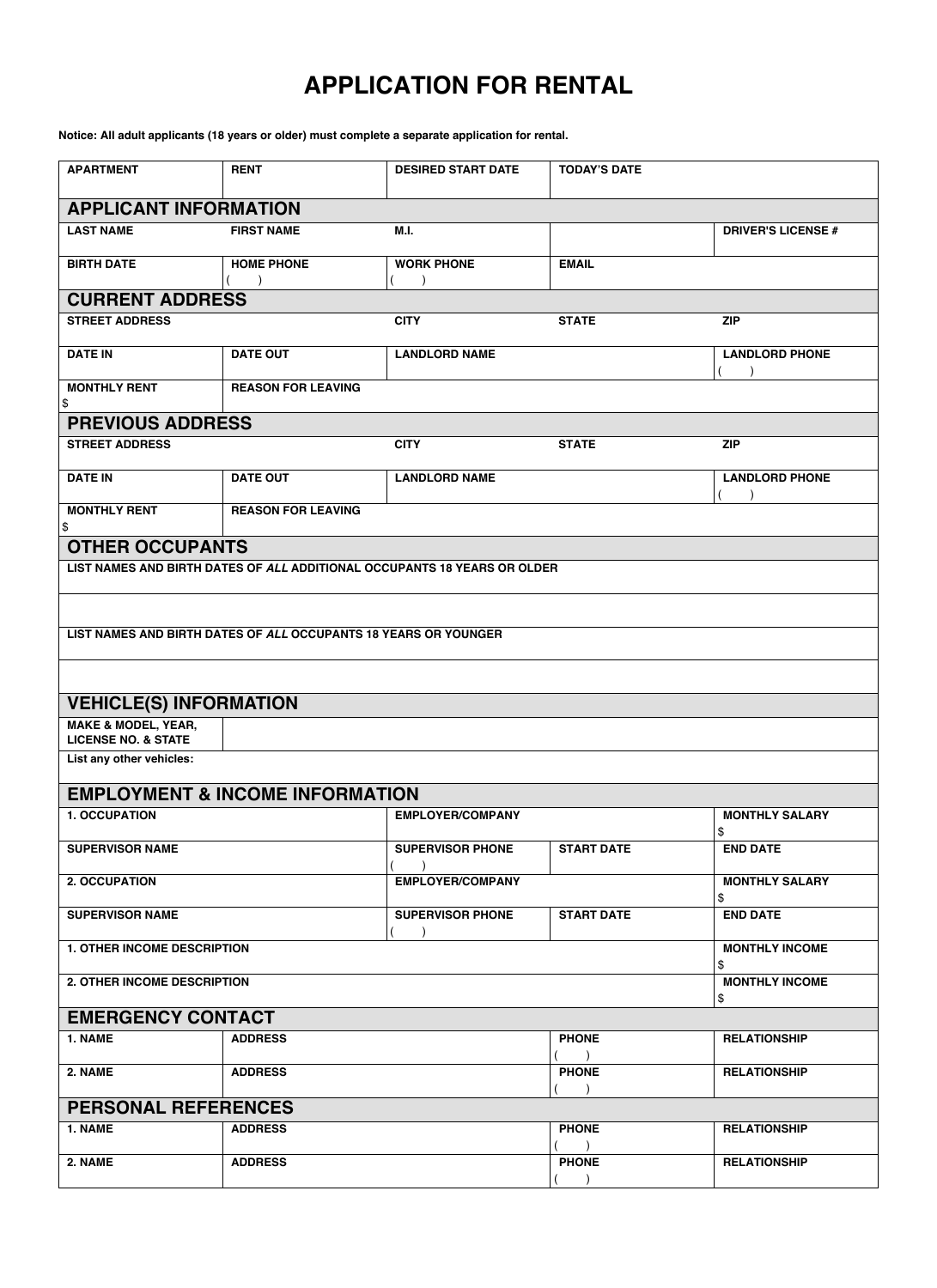# APPLICATION FOR RENTAL

**Notice: All adult applicants (18 years or older) must complete a separate application for rental.**

| APARTMENT | RENT | DESIRED START DATE | TODAY'S DATE | |
|---|---|---|---|---|

## APPLICANT INFORMATION

| LAST NAME | FIRST NAME | M.I. | | DRIVER'S LICENSE # |
|---|---|---|---|---|
| BIRTH DATE | HOME PHONE ( ) | WORK PHONE ( ) | EMAIL | |

## CURRENT ADDRESS

| STREET ADDRESS | | CITY | STATE | ZIP |
|---|---|---|---|---|
| DATE IN | DATE OUT | LANDLORD NAME | | LANDLORD PHONE ( ) |
| MONTHLY RENT $ | REASON FOR LEAVING | | | |

## PREVIOUS ADDRESS

| STREET ADDRESS | | CITY | STATE | ZIP |
|---|---|---|---|---|
| DATE IN | DATE OUT | LANDLORD NAME | | LANDLORD PHONE ( ) |
| MONTHLY RENT $ | REASON FOR LEAVING | | | |

## OTHER OCCUPANTS

**LIST NAMES AND BIRTH DATES OF *ALL* ADDITIONAL OCCUPANTS 18 YEARS OR OLDER**

**LIST NAMES AND BIRTH DATES OF *ALL* OCCUPANTS 18 YEARS OR YOUNGER**

## VEHICLE(S) INFORMATION

| MAKE & MODEL, YEAR, LICENSE NO. & STATE | |
|---|---|
| List any other vehicles: | |

## EMPLOYMENT & INCOME INFORMATION

| 1. OCCUPATION | EMPLOYER/COMPANY | | MONTHLY SALARY $ |
|---|---|---|---|
| SUPERVISOR NAME | SUPERVISOR PHONE ( ) | START DATE | END DATE |
| 2. OCCUPATION | EMPLOYER/COMPANY | | MONTHLY SALARY $ |
| SUPERVISOR NAME | SUPERVISOR PHONE ( ) | START DATE | END DATE |
| 1. OTHER INCOME DESCRIPTION | | | MONTHLY INCOME $ |
| 2. OTHER INCOME DESCRIPTION | | | MONTHLY INCOME $ |

## EMERGENCY CONTACT

| 1. NAME | ADDRESS | PHONE ( ) | RELATIONSHIP |
|---|---|---|---|
| 2. NAME | ADDRESS | PHONE ( ) | RELATIONSHIP |

## PERSONAL REFERENCES

| 1. NAME | ADDRESS | PHONE ( ) | RELATIONSHIP |
|---|---|---|---|
| 2. NAME | ADDRESS | PHONE ( ) | RELATIONSHIP |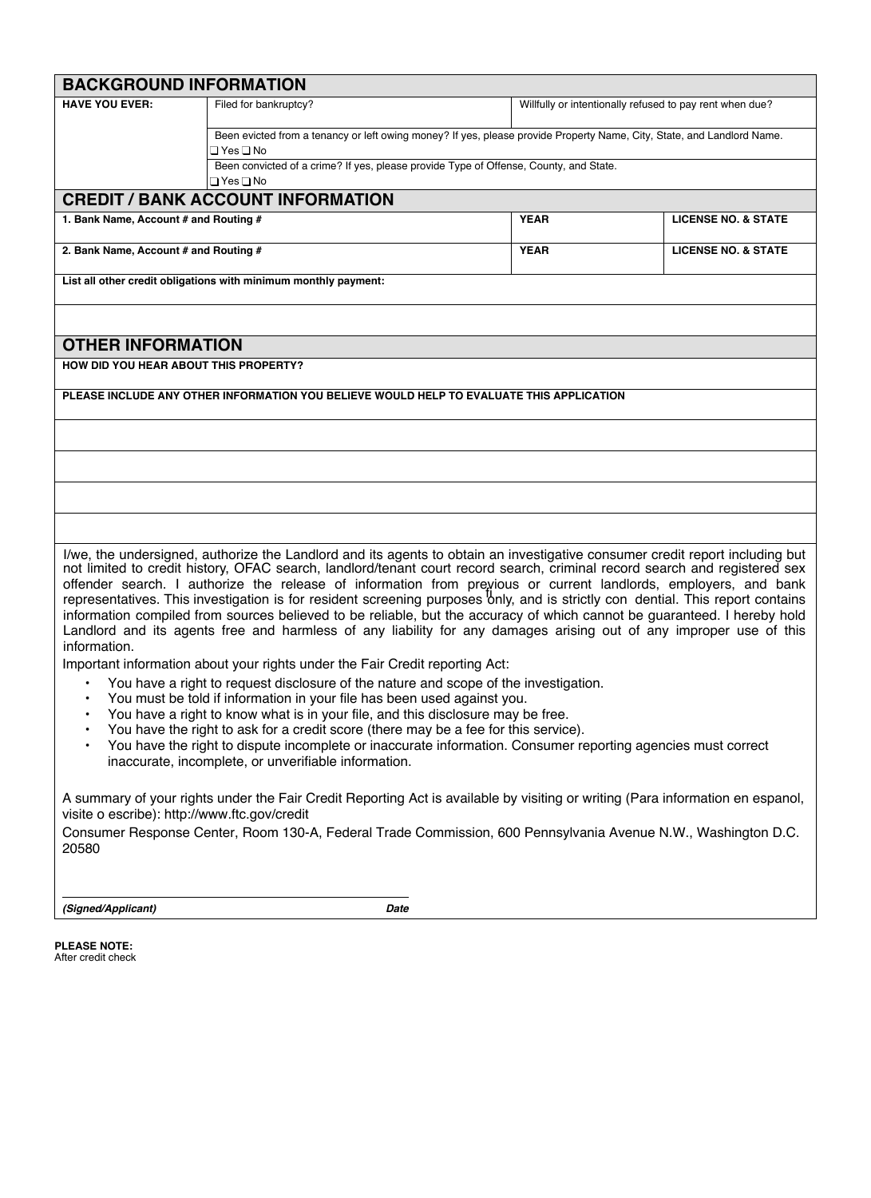## BACKGROUND INFORMATION

| HAVE YOU EVER: | Filed for bankruptcy? | Willfully or intentionally refused to pay rent when due? |
|---|---|---|
| | Been evicted from a tenancy or left owing money? If yes, please provide Property Name, City, State, and Landlord Name. ❑ Yes ❑ No | |
| | Been convicted of a crime? If yes, please provide Type of Offense, County, and State. ❑ Yes ❑ No | |

## CREDIT / BANK ACCOUNT INFORMATION

| 1. Bank Name, Account # and Routing # | YEAR | LICENSE NO. & STATE |
|---|---|---|
| 2. Bank Name, Account # and Routing # | YEAR | LICENSE NO. & STATE |

**List all other credit obligations with minimum monthly payment:**

## OTHER INFORMATION

**HOW DID YOU HEAR ABOUT THIS PROPERTY?**

**PLEASE INCLUDE ANY OTHER INFORMATION YOU BELIEVE WOULD HELP TO EVALUATE THIS APPLICATION**

I/we, the undersigned, authorize the Landlord and its agents to obtain an investigative consumer credit report including but not limited to credit history, OFAC search, landlord/tenant court record search, criminal record search and registered sex offender search. I authorize the release of information from previous or current landlords, employers, and bank representatives. This investigation is for resident screening purposes only, and is strictly con fidential. This report contains information compiled from sources believed to be reliable, but the accuracy of which cannot be guaranteed. I hereby hold Landlord and its agents free and harmless of any liability for any damages arising out of any improper use of this information.

Important information about your rights under the Fair Credit reporting Act:

- You have a right to request disclosure of the nature and scope of the investigation.
- You must be told if information in your file has been used against you.
- You have a right to know what is in your file, and this disclosure may be free.
- You have the right to ask for a credit score (there may be a fee for this service).
- You have the right to dispute incomplete or inaccurate information. Consumer reporting agencies must correct inaccurate, incomplete, or unverifiable information.

A summary of your rights under the Fair Credit Reporting Act is available by visiting or writing (Para information en espanol, visite o escribe): http://www.ftc.gov/credit

Consumer Response Center, Room 130-A, Federal Trade Commission, 600 Pennsylvania Avenue N.W., Washington D.C. 20580

_______________________________________

***(Signed/Applicant)*** ***Date***

**PLEASE NOTE:**
After credit check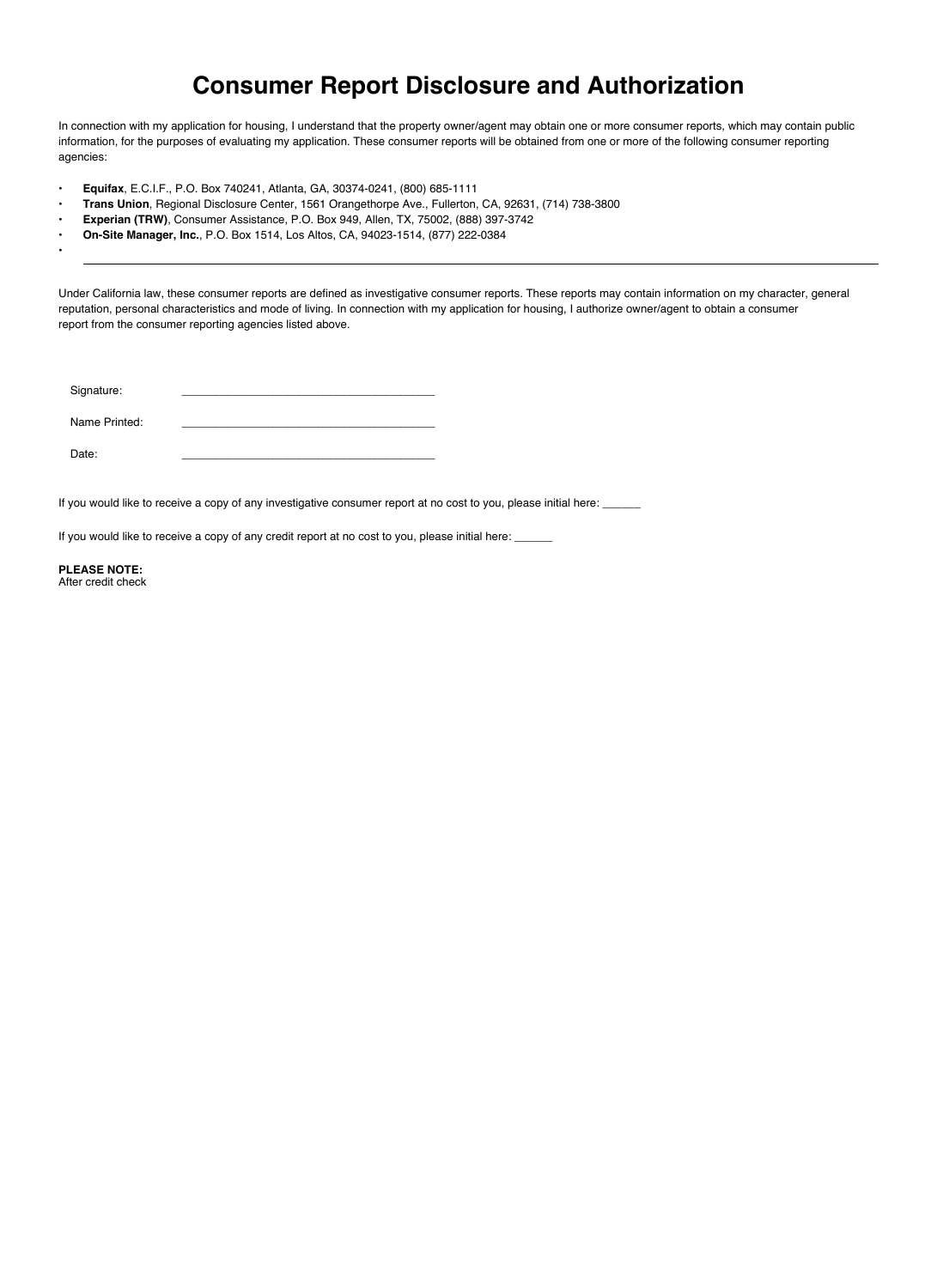# Consumer Report Disclosure and Authorization

In connection with my application for housing, I understand that the property owner/agent may obtain one or more consumer reports, which may contain public information, for the purposes of evaluating my application. These consumer reports will be obtained from one or more of the following consumer reporting agencies:

- **Equifax**, E.C.I.F., P.O. Box 740241, Atlanta, GA, 30374-0241, (800) 685-1111
- **Trans Union**, Regional Disclosure Center, 1561 Orangethorpe Ave., Fullerton, CA, 92631, (714) 738-3800
- **Experian (TRW)**, Consumer Assistance, P.O. Box 949, Allen, TX, 75002, (888) 397-3742
- **On-Site Manager, Inc.**, P.O. Box 1514, Los Altos, CA, 94023-1514, (877) 222-0384
- ____________________________________________________________

Under California law, these consumer reports are defined as investigative consumer reports. These reports may contain information on my character, general reputation, personal characteristics and mode of living. In connection with my application for housing, I authorize owner/agent to obtain a consumer report from the consumer reporting agencies listed above.

Signature: ________________________________________

Name Printed: ________________________________________

Date: ________________________________________

If you would like to receive a copy of any investigative consumer report at no cost to you, please initial here: ______

If you would like to receive a copy of any credit report at no cost to you, please initial here: ______

**PLEASE NOTE:**
After credit check